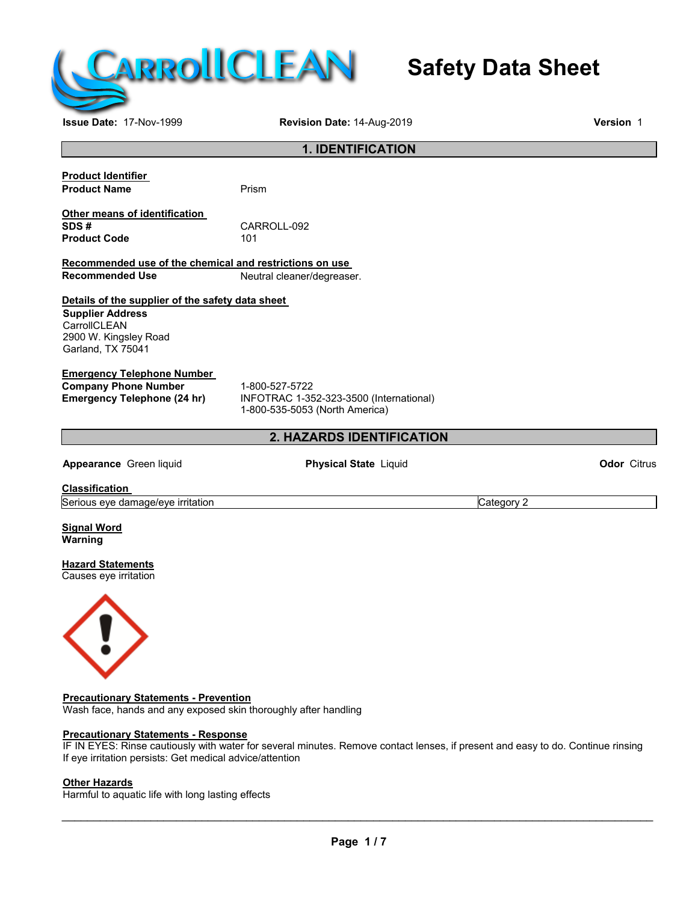# Safety Data Sheet

**Issue Date:** 17-Nov-1999 **Revision Date:** 14-Aug-2019 **Version** 1

## 1. IDENTIFICATION

**Product Identifier**

**Product Name** Prism

**Other means of identification**

**SDS #** CARROLL-092

**Product Code** 101

**Recommended use of the chemical and restrictions on use**

**Recommended Use** Neutral cleaner/degreaser.

**Details of the supplier of the safety data sheet**

**Supplier Address**
CarrollCLEAN
2900 W. Kingsley Road
Garland, TX 75041

**Emergency Telephone Number**

**Company Phone Number** 1-800-527-5722

**Emergency Telephone (24 hr)** INFOTRAC 1-352-323-3500 (International)
1-800-535-5053 (North America)

## 2. HAZARDS IDENTIFICATION

**Appearance** Green liquid **Physical State** Liquid **Odor** Citrus

**Classification**

| Serious eye damage/eye irritation | Category 2 |
|---|---|

**Signal Word**
**Warning**

**Hazard Statements**
Causes eye irritation

**Precautionary Statements - Prevention**
Wash face, hands and any exposed skin thoroughly after handling

**Precautionary Statements - Response**
IF IN EYES: Rinse cautiously with water for several minutes. Remove contact lenses, if present and easy to do. Continue rinsing
If eye irritation persists: Get medical advice/attention

**Other Hazards**
Harmful to aquatic life with long lasting effects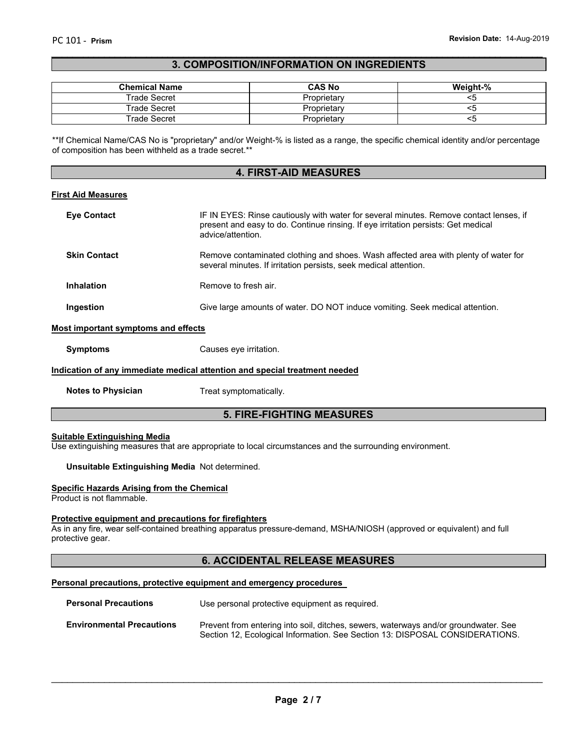## 3. COMPOSITION/INFORMATION ON INGREDIENTS

| Chemical Name | CAS No | Weight-% |
|---|---|---|
| Trade Secret | Proprietary | <5 |
| Trade Secret | Proprietary | <5 |
| Trade Secret | Proprietary | <5 |

**If Chemical Name/CAS No is "proprietary" and/or Weight-% is listed as a range, the specific chemical identity and/or percentage of composition has been withheld as a trade secret.**

## 4. FIRST-AID MEASURES

### First Aid Measures

**Eye Contact** IF IN EYES: Rinse cautiously with water for several minutes. Remove contact lenses, if present and easy to do. Continue rinsing. If eye irritation persists: Get medical advice/attention.

**Skin Contact** Remove contaminated clothing and shoes. Wash affected area with plenty of water for several minutes. If irritation persists, seek medical attention.

**Inhalation** Remove to fresh air.

**Ingestion** Give large amounts of water. DO NOT induce vomiting. Seek medical attention.

### Most important symptoms and effects

**Symptoms** Causes eye irritation.

### Indication of any immediate medical attention and special treatment needed

**Notes to Physician** Treat symptomatically.

## 5. FIRE-FIGHTING MEASURES

### Suitable Extinguishing Media

Use extinguishing measures that are appropriate to local circumstances and the surrounding environment.

**Unsuitable Extinguishing Media** Not determined.

### Specific Hazards Arising from the Chemical

Product is not flammable.

### Protective equipment and precautions for firefighters

As in any fire, wear self-contained breathing apparatus pressure-demand, MSHA/NIOSH (approved or equivalent) and full protective gear.

## 6. ACCIDENTAL RELEASE MEASURES

### Personal precautions, protective equipment and emergency procedures

**Personal Precautions** Use personal protective equipment as required.

**Environmental Precautions** Prevent from entering into soil, ditches, sewers, waterways and/or groundwater. See Section 12, Ecological Information. See Section 13: DISPOSAL CONSIDERATIONS.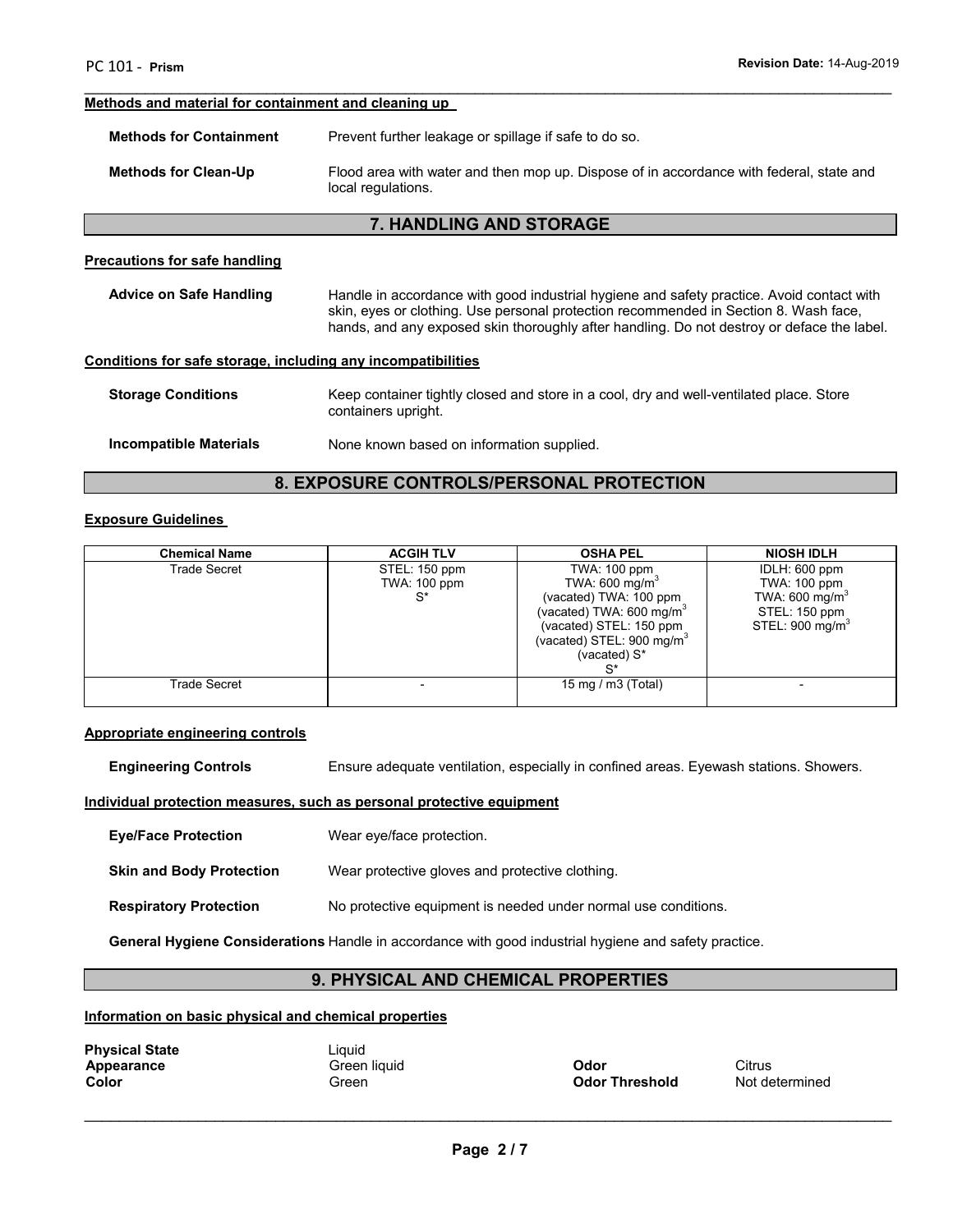#### Methods and material for containment and cleaning up

**Methods for Containment** Prevent further leakage or spillage if safe to do so.

**Methods for Clean-Up** Flood area with water and then mop up. Dispose of in accordance with federal, state and local regulations.

## 7. HANDLING AND STORAGE

#### Precautions for safe handling

**Advice on Safe Handling** Handle in accordance with good industrial hygiene and safety practice. Avoid contact with skin, eyes or clothing. Use personal protection recommended in Section 8. Wash face, hands, and any exposed skin thoroughly after handling. Do not destroy or deface the label.

#### Conditions for safe storage, including any incompatibilities

**Storage Conditions** Keep container tightly closed and store in a cool, dry and well-ventilated place. Store containers upright.

**Incompatible Materials** None known based on information supplied.

## 8. EXPOSURE CONTROLS/PERSONAL PROTECTION

#### Exposure Guidelines

| Chemical Name | ACGIH TLV | OSHA PEL | NIOSH IDLH |
|---|---|---|---|
| Trade Secret | STEL: 150 ppm<br>TWA: 100 ppm<br>S* | TWA: 100 ppm<br>TWA: 600 mg/m$^3$<br>(vacated) TWA: 100 ppm<br>(vacated) TWA: 600 mg/m$^3$<br>(vacated) STEL: 150 ppm<br>(vacated) STEL: 900 mg/m$^3$<br>(vacated) S*<br>S* | IDLH: 600 ppm<br>TWA: 100 ppm<br>TWA: 600 mg/m$^3$<br>STEL: 150 ppm<br>STEL: 900 mg/m$^3$ |
| Trade Secret | - | 15 mg / m3 (Total) | - |

#### Appropriate engineering controls

**Engineering Controls** Ensure adequate ventilation, especially in confined areas. Eyewash stations. Showers.

#### Individual protection measures, such as personal protective equipment

**Eye/Face Protection** Wear eye/face protection.

**Skin and Body Protection** Wear protective gloves and protective clothing.

**Respiratory Protection** No protective equipment is needed under normal use conditions.

**General Hygiene Considerations** Handle in accordance with good industrial hygiene and safety practice.

## 9. PHYSICAL AND CHEMICAL PROPERTIES

#### Information on basic physical and chemical properties

**Physical State** Liquid
**Appearance** Green liquid
**Color** Green
**Odor** Citrus
**Odor Threshold** Not determined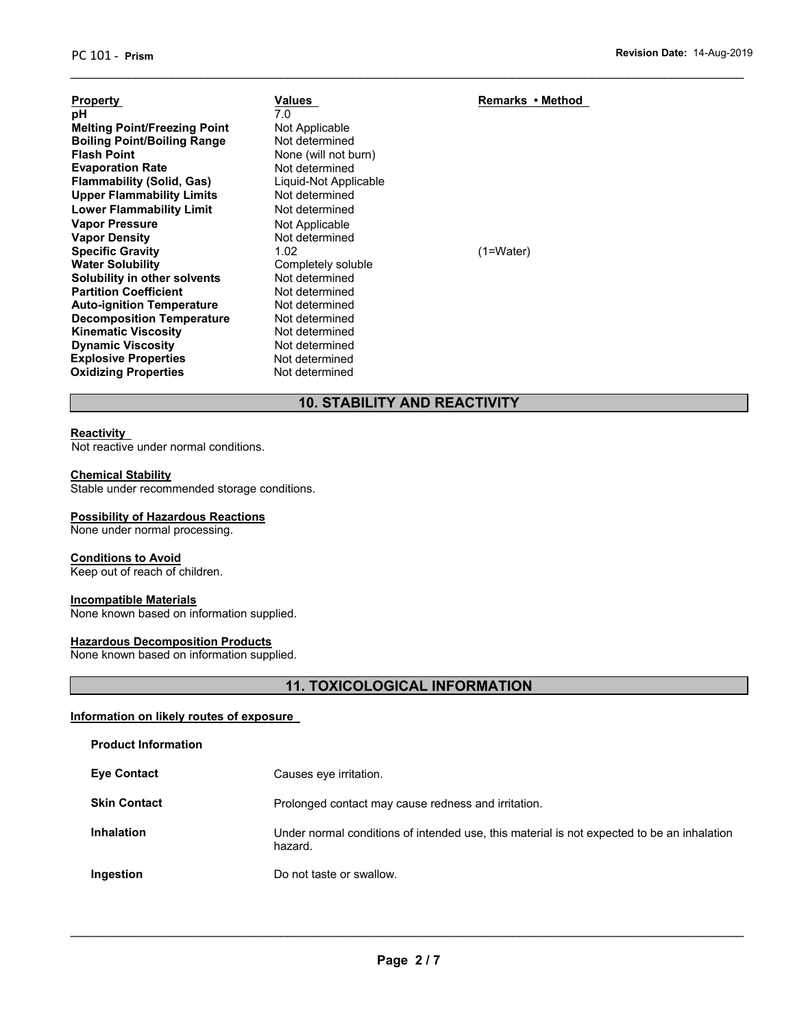| Property | Values | Remarks • Method |
| --- | --- | --- |
| pH | 7.0 | |
| Melting Point/Freezing Point | Not Applicable | |
| Boiling Point/Boiling Range | Not determined | |
| Flash Point | None (will not burn) | |
| Evaporation Rate | Not determined | |
| Flammability (Solid, Gas) | Liquid-Not Applicable | |
| Upper Flammability Limits | Not determined | |
| Lower Flammability Limit | Not determined | |
| Vapor Pressure | Not Applicable | |
| Vapor Density | Not determined | |
| Specific Gravity | 1.02 | (1=Water) |
| Water Solubility | Completely soluble | |
| Solubility in other solvents | Not determined | |
| Partition Coefficient | Not determined | |
| Auto-ignition Temperature | Not determined | |
| Decomposition Temperature | Not determined | |
| Kinematic Viscosity | Not determined | |
| Dynamic Viscosity | Not determined | |
| Explosive Properties | Not determined | |
| Oxidizing Properties | Not determined | |

## 10. STABILITY AND REACTIVITY

**Reactivity**

Not reactive under normal conditions.

**Chemical Stability**

Stable under recommended storage conditions.

**Possibility of Hazardous Reactions**

None under normal processing.

**Conditions to Avoid**

Keep out of reach of children.

**Incompatible Materials**

None known based on information supplied.

**Hazardous Decomposition Products**

None known based on information supplied.

## 11. TOXICOLOGICAL INFORMATION

**Information on likely routes of exposure**

**Product Information**

| | |
| --- | --- |
| **Eye Contact** | Causes eye irritation. |
| **Skin Contact** | Prolonged contact may cause redness and irritation. |
| **Inhalation** | Under normal conditions of intended use, this material is not expected to be an inhalation hazard. |
| **Ingestion** | Do not taste or swallow. |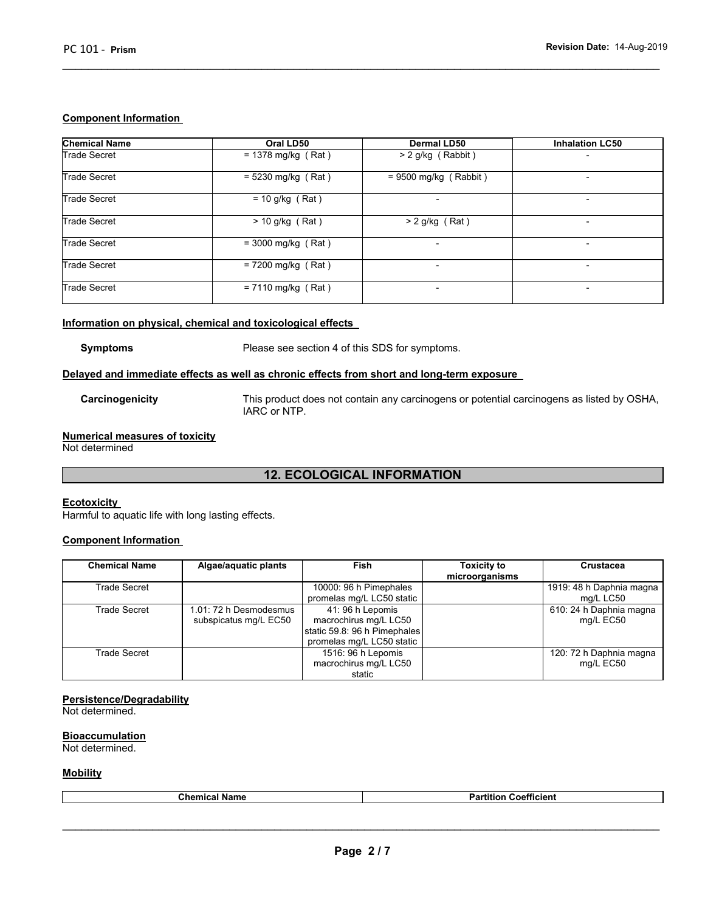### Component Information

| Chemical Name | Oral LD50 | Dermal LD50 | Inhalation LC50 |
| --- | --- | --- | --- |
| Trade Secret | = 1378 mg/kg ( Rat ) | > 2 g/kg ( Rabbit ) | - |
| Trade Secret | = 5230 mg/kg ( Rat ) | = 9500 mg/kg ( Rabbit ) | - |
| Trade Secret | = 10 g/kg ( Rat ) | - | - |
| Trade Secret | > 10 g/kg ( Rat ) | > 2 g/kg ( Rat ) | - |
| Trade Secret | = 3000 mg/kg ( Rat ) | - | - |
| Trade Secret | = 7200 mg/kg ( Rat ) | - | - |
| Trade Secret | = 7110 mg/kg ( Rat ) | - | - |

### Information on physical, chemical and toxicological effects

**Symptoms** Please see section 4 of this SDS for symptoms.

### Delayed and immediate effects as well as chronic effects from short and long-term exposure

**Carcinogenicity** This product does not contain any carcinogens or potential carcinogens as listed by OSHA, IARC or NTP.

### Numerical measures of toxicity

Not determined

## 12. ECOLOGICAL INFORMATION

### Ecotoxicity

Harmful to aquatic life with long lasting effects.

### Component Information

| Chemical Name | Algae/aquatic plants | Fish | Toxicity to microorganisms | Crustacea |
| --- | --- | --- | --- | --- |
| Trade Secret | | 10000: 96 h Pimephales promelas mg/L LC50 static | | 1919: 48 h Daphnia magna mg/L LC50 |
| Trade Secret | 1.01: 72 h Desmodesmus subspicatus mg/L EC50 | 41: 96 h Lepomis macrochirus mg/L LC50 static 59.8: 96 h Pimephales promelas mg/L LC50 static | | 610: 24 h Daphnia magna mg/L EC50 |
| Trade Secret | | 1516: 96 h Lepomis macrochirus mg/L LC50 static | | 120: 72 h Daphnia magna mg/L EC50 |

### Persistence/Degradability

Not determined.

### Bioaccumulation

Not determined.

### Mobility

| Chemical Name | Partition Coefficient |
| --- | --- |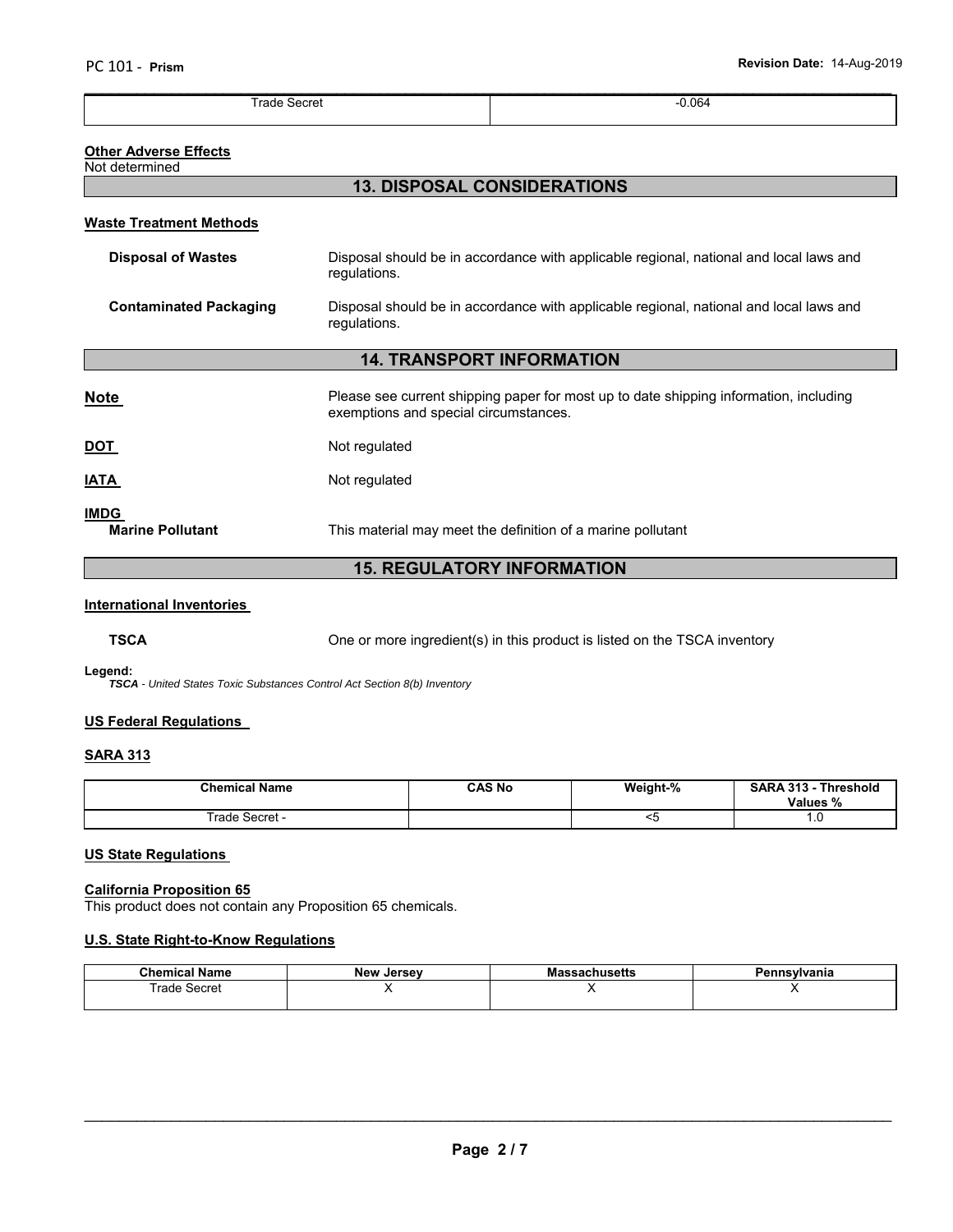| Trade Secret | -0.064 |
|---|---|

**Other Adverse Effects**
Not determined

## 13. DISPOSAL CONSIDERATIONS

**Waste Treatment Methods**

**Disposal of Wastes** Disposal should be in accordance with applicable regional, national and local laws and regulations.

**Contaminated Packaging** Disposal should be in accordance with applicable regional, national and local laws and regulations.

## 14. TRANSPORT INFORMATION

**Note** Please see current shipping paper for most up to date shipping information, including exemptions and special circumstances.

**DOT** Not regulated

**IATA** Not regulated

**IMDG**
**Marine Pollutant** This material may meet the definition of a marine pollutant

## 15. REGULATORY INFORMATION

**International Inventories**

**TSCA** One or more ingredient(s) in this product is listed on the TSCA inventory

**Legend:**
*TSCA - United States Toxic Substances Control Act Section 8(b) Inventory*

**US Federal Regulations**

**SARA 313**

| Chemical Name | CAS No | Weight-% | SARA 313 - Threshold Values % |
|---|---|---|---|
| Trade Secret - | | <5 | 1.0 |

**US State Regulations**

**California Proposition 65**
This product does not contain any Proposition 65 chemicals.

**U.S. State Right-to-Know Regulations**

| Chemical Name | New Jersey | Massachusetts | Pennsylvania |
|---|---|---|---|
| Trade Secret | X | X | X |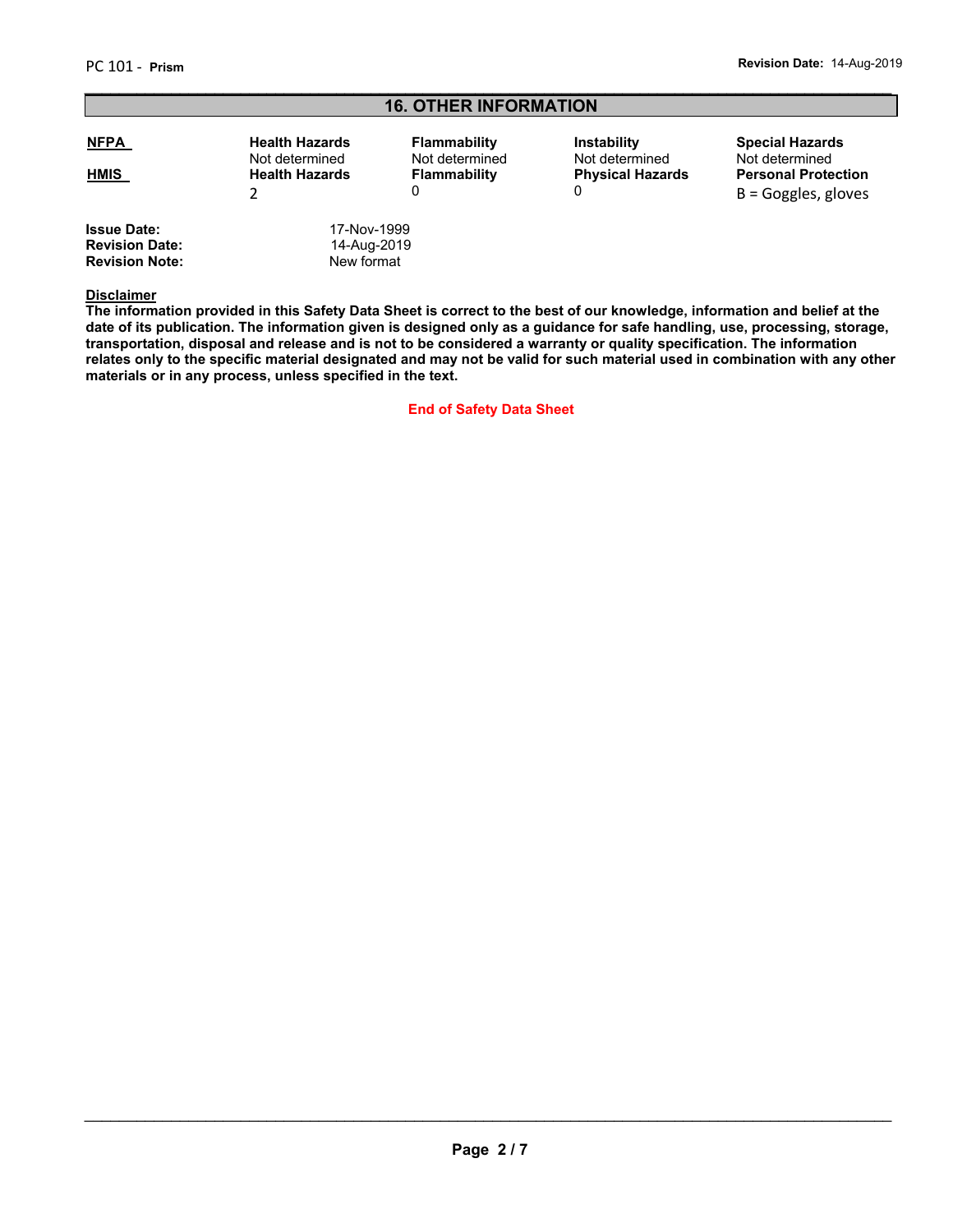## 16. OTHER INFORMATION

| | | | | |
|---|---|---|---|---|
| **NFPA** | **Health Hazards** Not determined | **Flammability** Not determined | **Instability** Not determined | **Special Hazards** Not determined |
| **HMIS** | **Health Hazards** 2 | **Flammability** 0 | **Physical Hazards** 0 | **Personal Protection** B = Goggles, gloves |

**Issue Date:** 17-Nov-1999
**Revision Date:** 14-Aug-2019
**Revision Note:** New format

**Disclaimer**

**The information provided in this Safety Data Sheet is correct to the best of our knowledge, information and belief at the date of its publication. The information given is designed only as a guidance for safe handling, use, processing, storage, transportation, disposal and release and is not to be considered a warranty or quality specification. The information relates only to the specific material designated and may not be valid for such material used in combination with any other materials or in any process, unless specified in the text.**

**End of Safety Data Sheet**